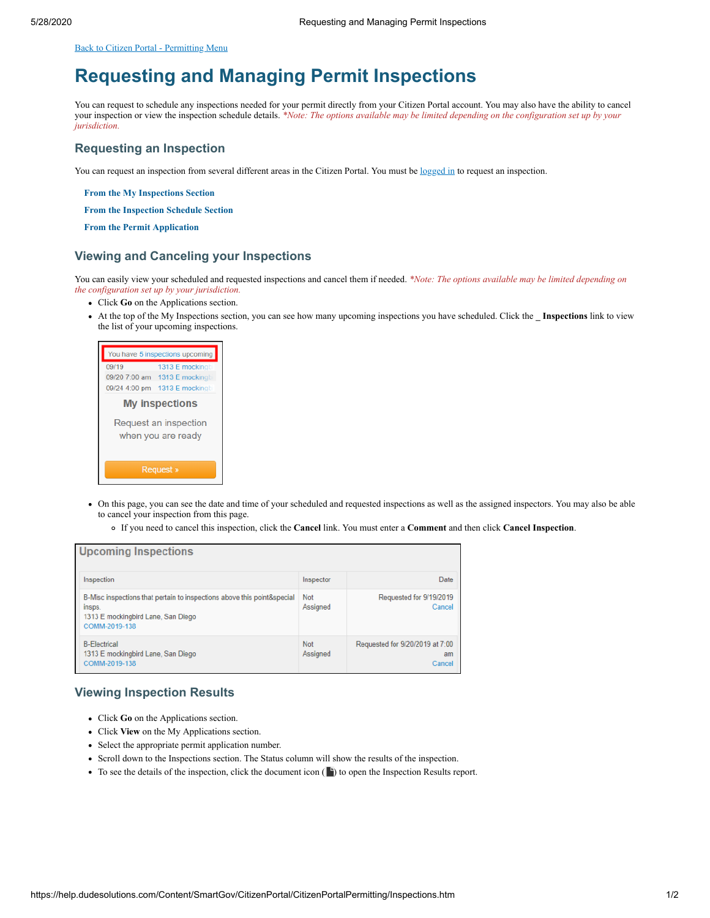Back to Citizen Portal - Permitting Menu

# Requesting and Managing Permit Inspections

You can request to schedule any inspections needed for your permit directly from your Citizen Portal account. You may also have the ability to cancel your inspection or view the inspection schedule details. *\*Note: The options available may be limited depending on the configuration set up by your jurisdiction.*

## Requesting an Inspection

You can request an inspection from several different areas in the Citizen Portal. You must be logged in to request an inspection.

**From the My Inspections Section**

**From the Inspection Schedule Section**

**From the Permit Application**

## Viewing and Canceling your Inspections

You can easily view your scheduled and requested inspections and cancel them if needed. *\*Note: The options available may be limited depending on the configuration set up by your jurisdiction.*

- Click **Go** on the Applications section.
- At the top of the My Inspections section, you can see how many upcoming inspections you have scheduled. Click the _ **Inspections** link to view the list of your upcoming inspections.

- On this page, you can see the date and time of your scheduled and requested inspections as well as the assigned inspectors. You may also be able to cancel your inspection from this page.
  - If you need to cancel this inspection, click the **Cancel** link. You must enter a **Comment** and then click **Cancel Inspection**.

## Viewing Inspection Results

- Click **Go** on the Applications section.
- Click **View** on the My Applications section.
- Select the appropriate permit application number.
- Scroll down to the Inspections section. The Status column will show the results of the inspection.
- To see the details of the inspection, click the document icon ( ) to open the Inspection Results report.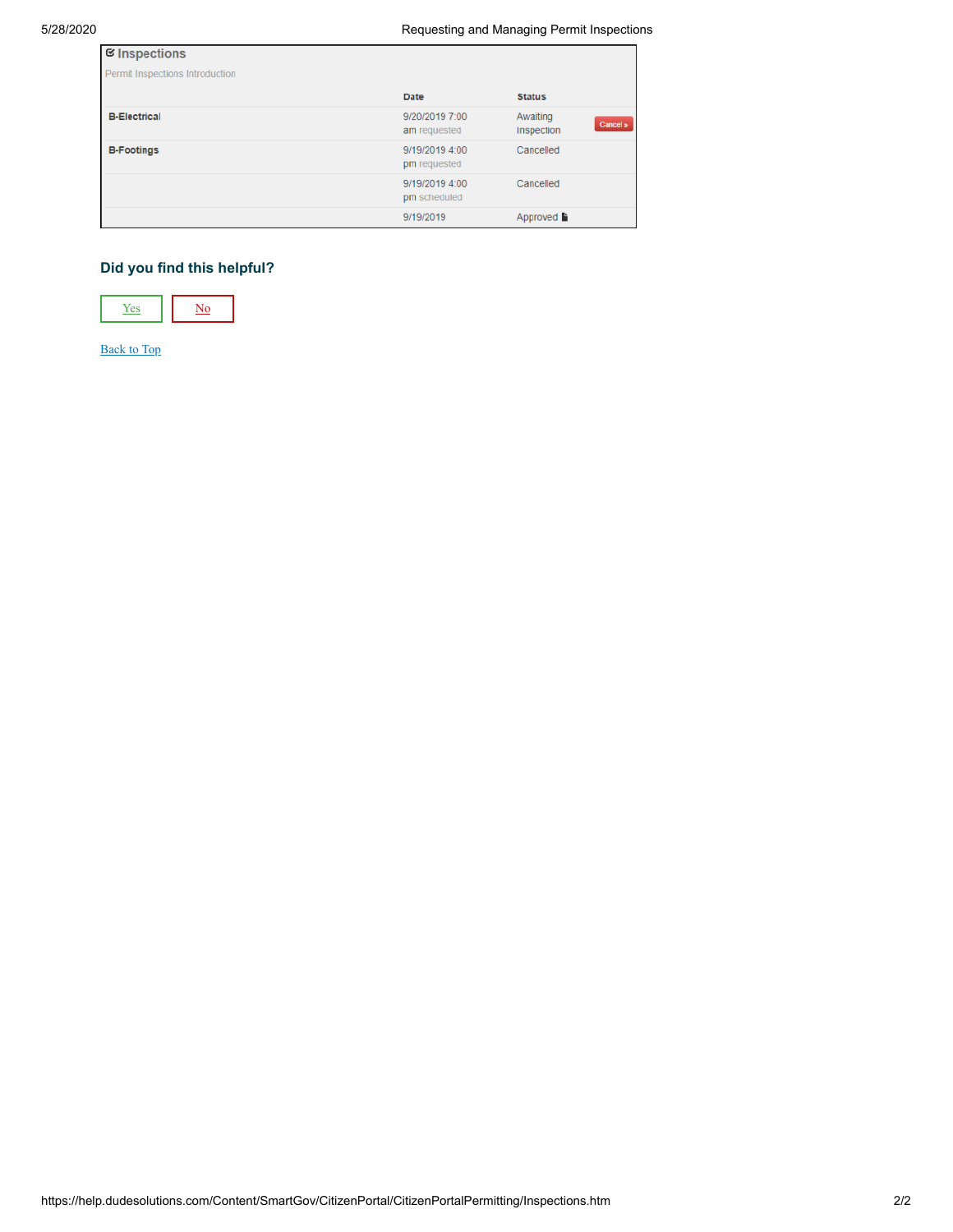**Inspections**

Permit Inspections Introduction

| | Date | Status | |
|---|---|---|---|
| B-Electrical | 9/20/2019 7:00 am requested | Awaiting Inspection | Cancel » |
| B-Footings | 9/19/2019 4:00 pm requested | Cancelled | |
| | 9/19/2019 4:00 pm scheduled | Cancelled | |
| | 9/19/2019 | Approved | |

### Did you find this helpful?

Yes No

Back to Top